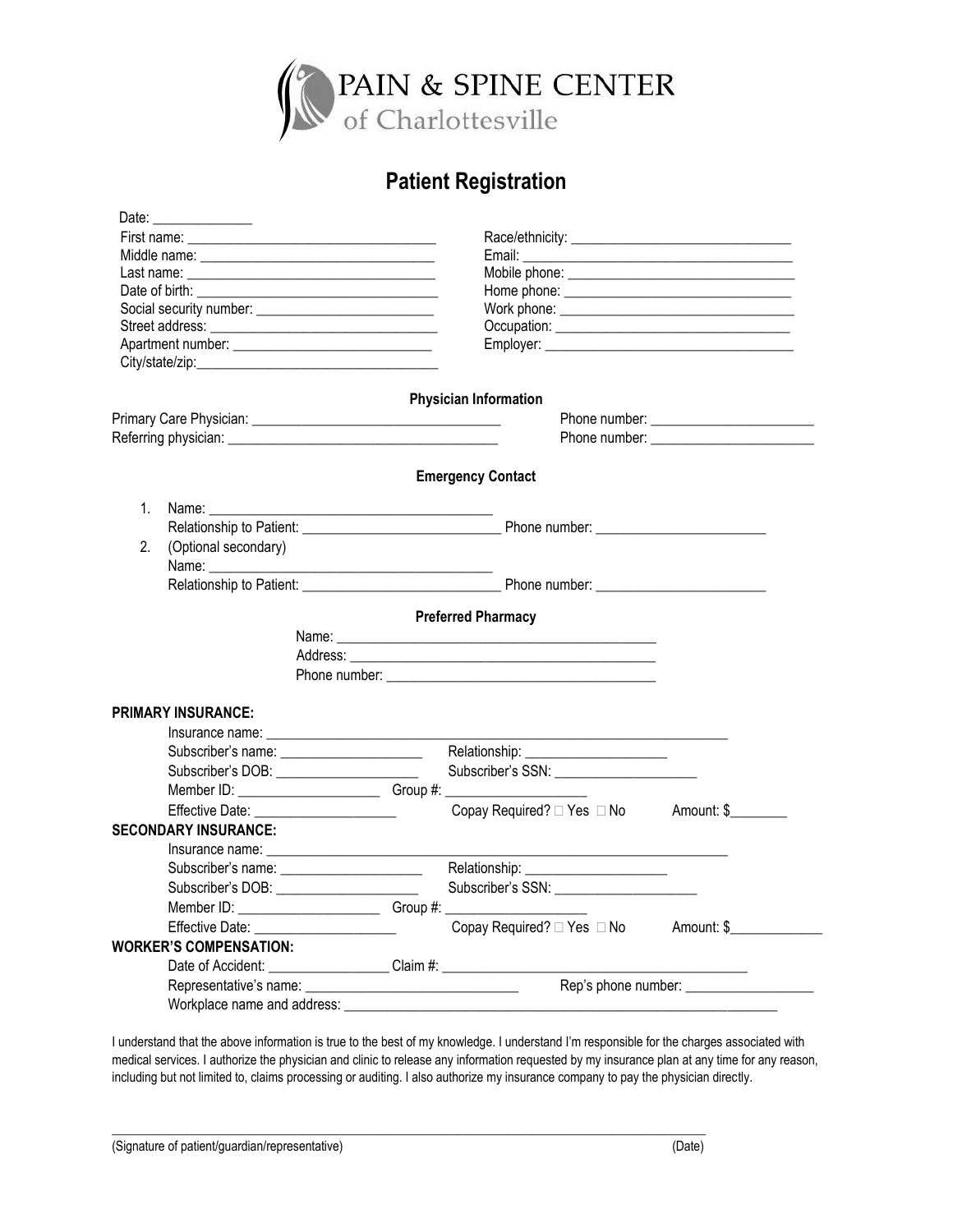# PAIN & SPINE CENTER
of Charlottesville

## Patient Registration

Date: ______________

First name: ___________________________________
Middle name: _________________________________
Last name: ___________________________________
Date of birth: _________________________________
Social security number: _________________________
Street address: ________________________________
Apartment number: ____________________________
City/state/zip:__________________________________

Race/ethnicity: ________________________________
Email: _______________________________________
Mobile phone: _________________________________
Home phone: _________________________________
Work phone: __________________________________
Occupation: __________________________________
Employer: ____________________________________

### Physician Information

Primary Care Physician: ___________________________________ Phone number: _______________________
Referring physician: _____________________________________ Phone number: _______________________

### Emergency Contact

1. Name: ________________________________________
   Relationship to Patient: ___________________________ Phone number: _______________________
2. (Optional secondary)
   Name: ________________________________________
   Relationship to Patient: ___________________________ Phone number: _______________________

### Preferred Pharmacy

Name: ___________________________________________
Address: _________________________________________
Phone number: ____________________________________

**PRIMARY INSURANCE:**

Insurance name: ___________________________________________________________________
Subscriber's name: ____________________ Relationship: ____________________
Subscriber's DOB: ____________________ Subscriber's SSN: ____________________
Member ID: ____________________ Group #: ____________________
Effective Date: ____________________ Copay Required? □ Yes □ No Amount: $________

**SECONDARY INSURANCE:**

Insurance name: ___________________________________________________________________
Subscriber's name: ____________________ Relationship: ____________________
Subscriber's DOB: ____________________ Subscriber's SSN: ____________________
Member ID: ____________________ Group #: ____________________
Effective Date: ____________________ Copay Required? □ Yes □ No Amount: $_____________

**WORKER'S COMPENSATION:**

Date of Accident: _________________ Claim #: ___________________________________________
Representative's name: ______________________________ Rep's phone number: __________________
Workplace name and address: ______________________________________________________________

I understand that the above information is true to the best of my knowledge. I understand I'm responsible for the charges associated with medical services. I authorize the physician and clinic to release any information requested by my insurance plan at any time for any reason, including but not limited to, claims processing or auditing. I also authorize my insurance company to pay the physician directly.

_____________________________________________________________________________________________
(Signature of patient/guardian/representative) (Date)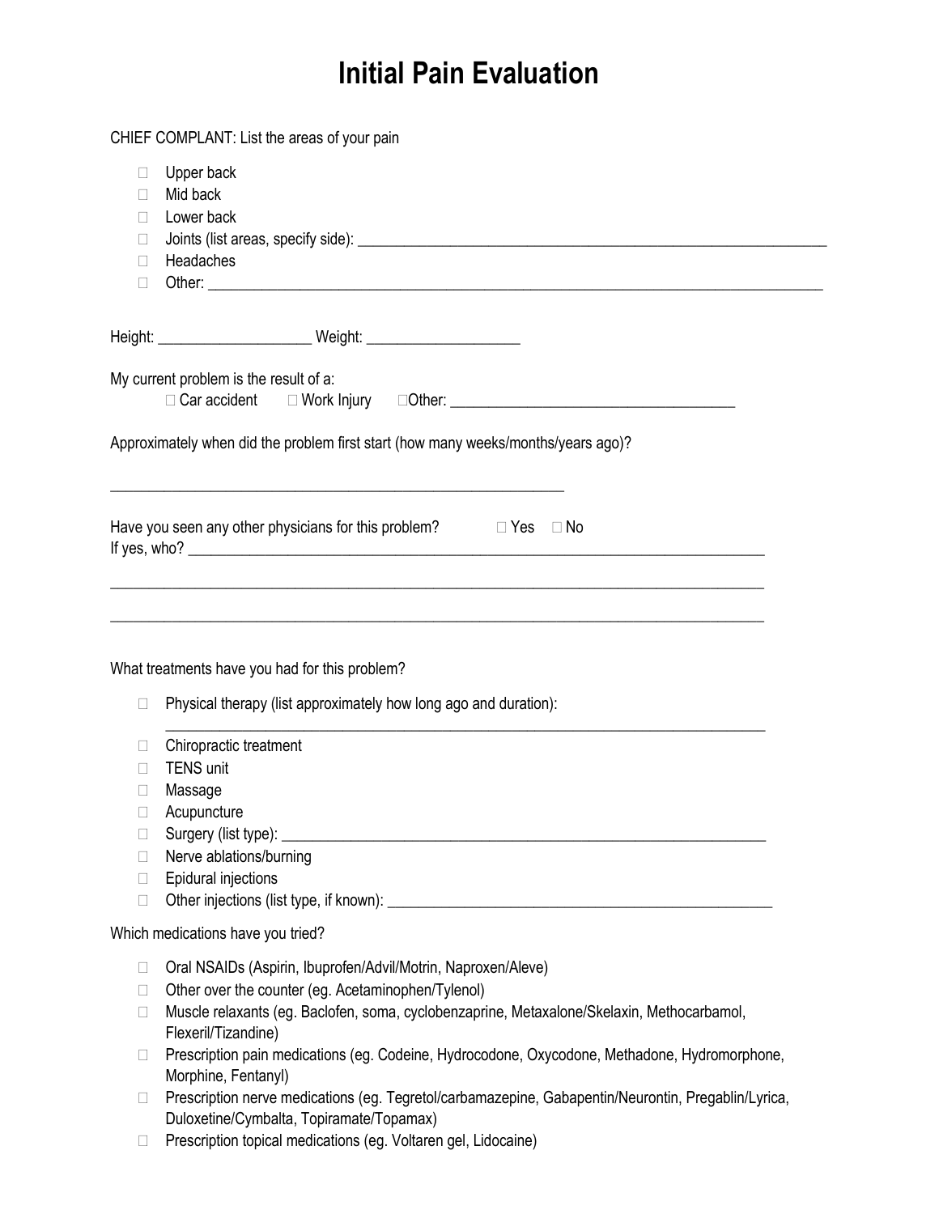# Initial Pain Evaluation

CHIEF COMPLANT: List the areas of your pain

- ☐ Upper back
- ☐ Mid back
- ☐ Lower back
- ☐ Joints (list areas, specify side): ____________________________________________________________
- ☐ Headaches
- ☐ Other: ______________________________________________________________________________

Height: ____________________ Weight: ____________________

My current problem is the result of a:

☐ Car accident ☐ Work Injury ☐Other: ______________________________________

Approximately when did the problem first start (how many weeks/months/years ago)?

____________________________________________________________

Have you seen any other physicians for this problem? ☐ Yes ☐ No

If yes, who? ___________________________________________________________________________

________________________________________________________________________________________

________________________________________________________________________________________

What treatments have you had for this problem?

- ☐ Physical therapy (list approximately how long ago and duration): ________________________________________________________________________________
- ☐ Chiropractic treatment
- ☐ TENS unit
- ☐ Massage
- ☐ Acupuncture
- ☐ Surgery (list type): _______________________________________________________________
- ☐ Nerve ablations/burning
- ☐ Epidural injections
- ☐ Other injections (list type, if known): __________________________________________________

Which medications have you tried?

- ☐ Oral NSAIDs (Aspirin, Ibuprofen/Advil/Motrin, Naproxen/Aleve)
- ☐ Other over the counter (eg. Acetaminophen/Tylenol)
- ☐ Muscle relaxants (eg. Baclofen, soma, cyclobenzaprine, Metaxalone/Skelaxin, Methocarbamol, Flexeril/Tizandine)
- ☐ Prescription pain medications (eg. Codeine, Hydrocodone, Oxycodone, Methadone, Hydromorphone, Morphine, Fentanyl)
- ☐ Prescription nerve medications (eg. Tegretol/carbamazepine, Gabapentin/Neurontin, Pregablin/Lyrica, Duloxetine/Cymbalta, Topiramate/Topamax)
- ☐ Prescription topical medications (eg. Voltaren gel, Lidocaine)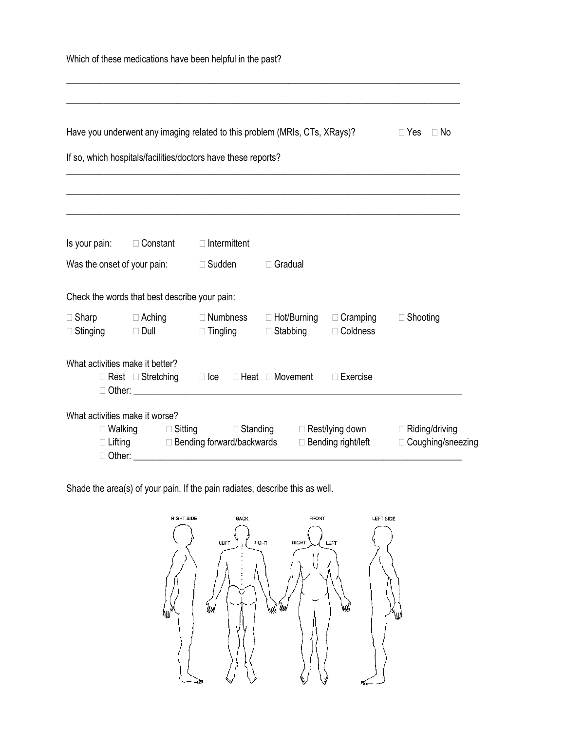Which of these medications have been helpful in the past?

\_\_\_\_\_\_\_\_\_\_\_\_\_\_\_\_\_\_\_\_\_\_\_\_\_\_\_\_\_\_\_\_\_\_\_\_\_\_\_\_\_\_\_\_\_\_\_\_\_\_\_\_\_\_\_\_\_\_\_\_\_\_\_\_\_\_\_\_\_\_\_\_\_\_\_\_\_\_

\_\_\_\_\_\_\_\_\_\_\_\_\_\_\_\_\_\_\_\_\_\_\_\_\_\_\_\_\_\_\_\_\_\_\_\_\_\_\_\_\_\_\_\_\_\_\_\_\_\_\_\_\_\_\_\_\_\_\_\_\_\_\_\_\_\_\_\_\_\_\_\_\_\_\_\_\_\_

Have you underwent any imaging related to this problem (MRIs, CTs, XRays)? ☐ Yes ☐ No

If so, which hospitals/facilities/doctors have these reports?

\_\_\_\_\_\_\_\_\_\_\_\_\_\_\_\_\_\_\_\_\_\_\_\_\_\_\_\_\_\_\_\_\_\_\_\_\_\_\_\_\_\_\_\_\_\_\_\_\_\_\_\_\_\_\_\_\_\_\_\_\_\_\_\_\_\_\_\_\_\_\_\_\_\_\_\_\_\_

\_\_\_\_\_\_\_\_\_\_\_\_\_\_\_\_\_\_\_\_\_\_\_\_\_\_\_\_\_\_\_\_\_\_\_\_\_\_\_\_\_\_\_\_\_\_\_\_\_\_\_\_\_\_\_\_\_\_\_\_\_\_\_\_\_\_\_\_\_\_\_\_\_\_\_\_\_\_

\_\_\_\_\_\_\_\_\_\_\_\_\_\_\_\_\_\_\_\_\_\_\_\_\_\_\_\_\_\_\_\_\_\_\_\_\_\_\_\_\_\_\_\_\_\_\_\_\_\_\_\_\_\_\_\_\_\_\_\_\_\_\_\_\_\_\_\_\_\_\_\_\_\_\_\_\_\_

Is your pain: ☐ Constant ☐ Intermittent

Was the onset of your pain: ☐ Sudden ☐ Gradual

Check the words that best describe your pain:

☐ Sharp ☐ Aching ☐ Numbness ☐ Hot/Burning ☐ Cramping ☐ Shooting
☐ Stinging ☐ Dull ☐ Tingling ☐ Stabbing ☐ Coldness

What activities make it better?

☐ Rest ☐ Stretching ☐ Ice ☐ Heat ☐ Movement ☐ Exercise
☐ Other: \_\_\_\_\_\_\_\_\_\_\_\_\_\_\_\_\_\_\_\_\_\_\_\_\_\_\_\_\_\_\_\_\_\_\_\_\_\_\_\_\_\_\_\_\_\_\_\_\_\_\_\_\_\_\_\_\_\_\_\_\_\_\_\_\_\_

What activities make it worse?

☐ Walking ☐ Sitting ☐ Standing ☐ Rest/lying down ☐ Riding/driving
☐ Lifting ☐ Bending forward/backwards ☐ Bending right/left ☐ Coughing/sneezing
☐ Other: \_\_\_\_\_\_\_\_\_\_\_\_\_\_\_\_\_\_\_\_\_\_\_\_\_\_\_\_\_\_\_\_\_\_\_\_\_\_\_\_\_\_\_\_\_\_\_\_\_\_\_\_\_\_\_\_\_\_\_\_\_\_\_\_\_\_

Shade the area(s) of your pain. If the pain radiates, describe this as well.

RIGHT SIDE BACK (LEFT, RIGHT) FRONT (RIGHT, LEFT) LEFT SIDE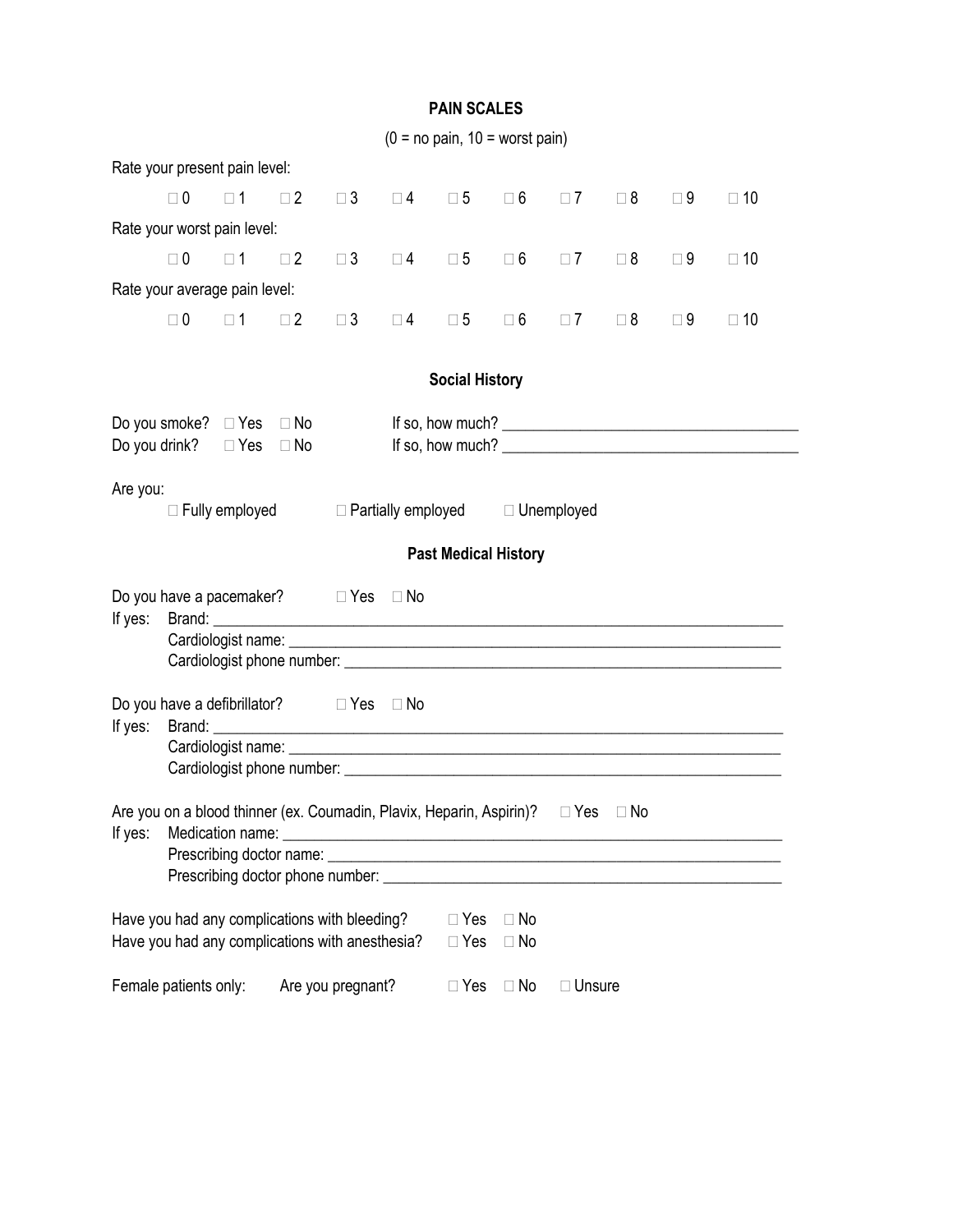## PAIN SCALES

(0 = no pain, 10 = worst pain)

Rate your present pain level:

☐ 0 ☐ 1 ☐ 2 ☐ 3 ☐ 4 ☐ 5 ☐ 6 ☐ 7 ☐ 8 ☐ 9 ☐ 10

Rate your worst pain level:

☐ 0 ☐ 1 ☐ 2 ☐ 3 ☐ 4 ☐ 5 ☐ 6 ☐ 7 ☐ 8 ☐ 9 ☐ 10

Rate your average pain level:

☐ 0 ☐ 1 ☐ 2 ☐ 3 ☐ 4 ☐ 5 ☐ 6 ☐ 7 ☐ 8 ☐ 9 ☐ 10

## Social History

Do you smoke? ☐ Yes ☐ No If so, how much? ____________________________________

Do you drink? ☐ Yes ☐ No If so, how much? ____________________________________

Are you:

☐ Fully employed ☐ Partially employed ☐ Unemployed

## Past Medical History

Do you have a pacemaker? ☐ Yes ☐ No

If yes: Brand: ______________________________________________________________________

Cardiologist name: ____________________________________________________________

Cardiologist phone number: _____________________________________________________

Do you have a defibrillator? ☐ Yes ☐ No

If yes: Brand: ______________________________________________________________________

Cardiologist name: ____________________________________________________________

Cardiologist phone number: _____________________________________________________

Are you on a blood thinner (ex. Coumadin, Plavix, Heparin, Aspirin)? ☐ Yes ☐ No

If yes: Medication name: _______________________________________________________________

Prescribing doctor name: _______________________________________________________

Prescribing doctor phone number: ________________________________________________

Have you had any complications with bleeding? ☐ Yes ☐ No

Have you had any complications with anesthesia? ☐ Yes ☐ No

Female patients only: Are you pregnant? ☐ Yes ☐ No ☐ Unsure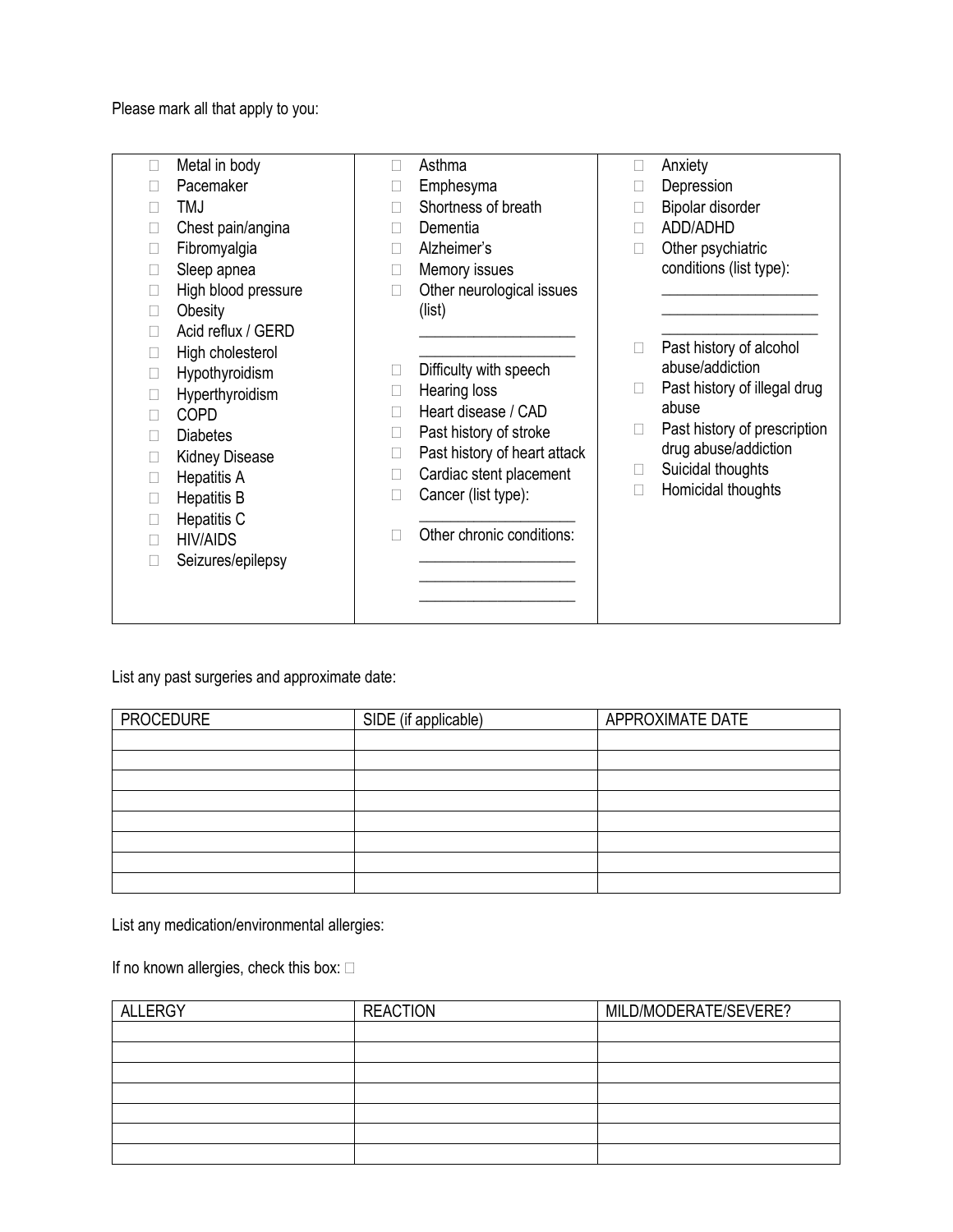Please mark all that apply to you:

| | | |
|---|---|---|
| ☐ Metal in body<br>☐ Pacemaker<br>☐ TMJ<br>☐ Chest pain/angina<br>☐ Fibromyalgia<br>☐ Sleep apnea<br>☐ High blood pressure<br>☐ Obesity<br>☐ Acid reflux / GERD<br>☐ High cholesterol<br>☐ Hypothyroidism<br>☐ Hyperthyroidism<br>☐ COPD<br>☐ Diabetes<br>☐ Kidney Disease<br>☐ Hepatitis A<br>☐ Hepatitis B<br>☐ Hepatitis C<br>☐ HIV/AIDS<br>☐ Seizures/epilepsy | ☐ Asthma<br>☐ Emphesyma<br>☐ Shortness of breath<br>☐ Dementia<br>☐ Alzheimer's<br>☐ Memory issues<br>☐ Other neurological issues (list)<br>____________________<br>____________________<br>☐ Difficulty with speech<br>☐ Hearing loss<br>☐ Heart disease / CAD<br>☐ Past history of stroke<br>☐ Past history of heart attack<br>☐ Cardiac stent placement<br>☐ Cancer (list type):<br>____________________<br>☐ Other chronic conditions:<br>____________________<br>____________________<br>____________________ | ☐ Anxiety<br>☐ Depression<br>☐ Bipolar disorder<br>☐ ADD/ADHD<br>☐ Other psychiatric conditions (list type):<br>____________________<br>____________________<br>____________________<br>☐ Past history of alcohol abuse/addiction<br>☐ Past history of illegal drug abuse<br>☐ Past history of prescription drug abuse/addiction<br>☐ Suicidal thoughts<br>☐ Homicidal thoughts |

List any past surgeries and approximate date:

| PROCEDURE | SIDE (if applicable) | APPROXIMATE DATE |
|---|---|---|
| | | |
| | | |
| | | |
| | | |
| | | |
| | | |
| | | |
| | | |

List any medication/environmental allergies:

If no known allergies, check this box: ☐

| ALLERGY | REACTION | MILD/MODERATE/SEVERE? |
|---|---|---|
| | | |
| | | |
| | | |
| | | |
| | | |
| | | |
| | | |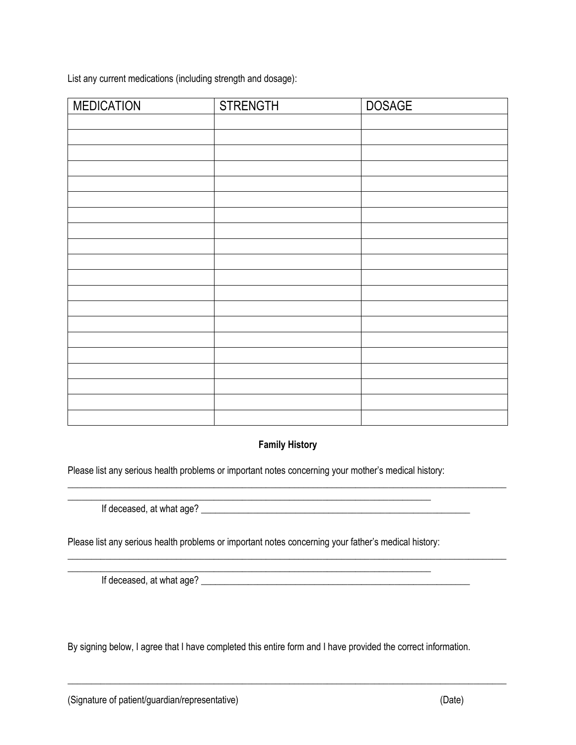List any current medications (including strength and dosage):

| MEDICATION | STRENGTH | DOSAGE |
| --- | --- | --- |
| | | |
| | | |
| | | |
| | | |
| | | |
| | | |
| | | |
| | | |
| | | |
| | | |
| | | |
| | | |
| | | |
| | | |
| | | |
| | | |
| | | |
| | | |
| | | |
| | | |

**Family History**

Please list any serious health problems or important notes concerning your mother's medical history:

_____________________________________________________________________________________________

_____________________________________________________________________________

If deceased, at what age? ___________________________________________________________

Please list any serious health problems or important notes concerning your father's medical history:

_____________________________________________________________________________________________

_____________________________________________________________________________

If deceased, at what age? ___________________________________________________________

By signing below, I agree that I have completed this entire form and I have provided the correct information.

_____________________________________________________________________________________________

(Signature of patient/guardian/representative) (Date)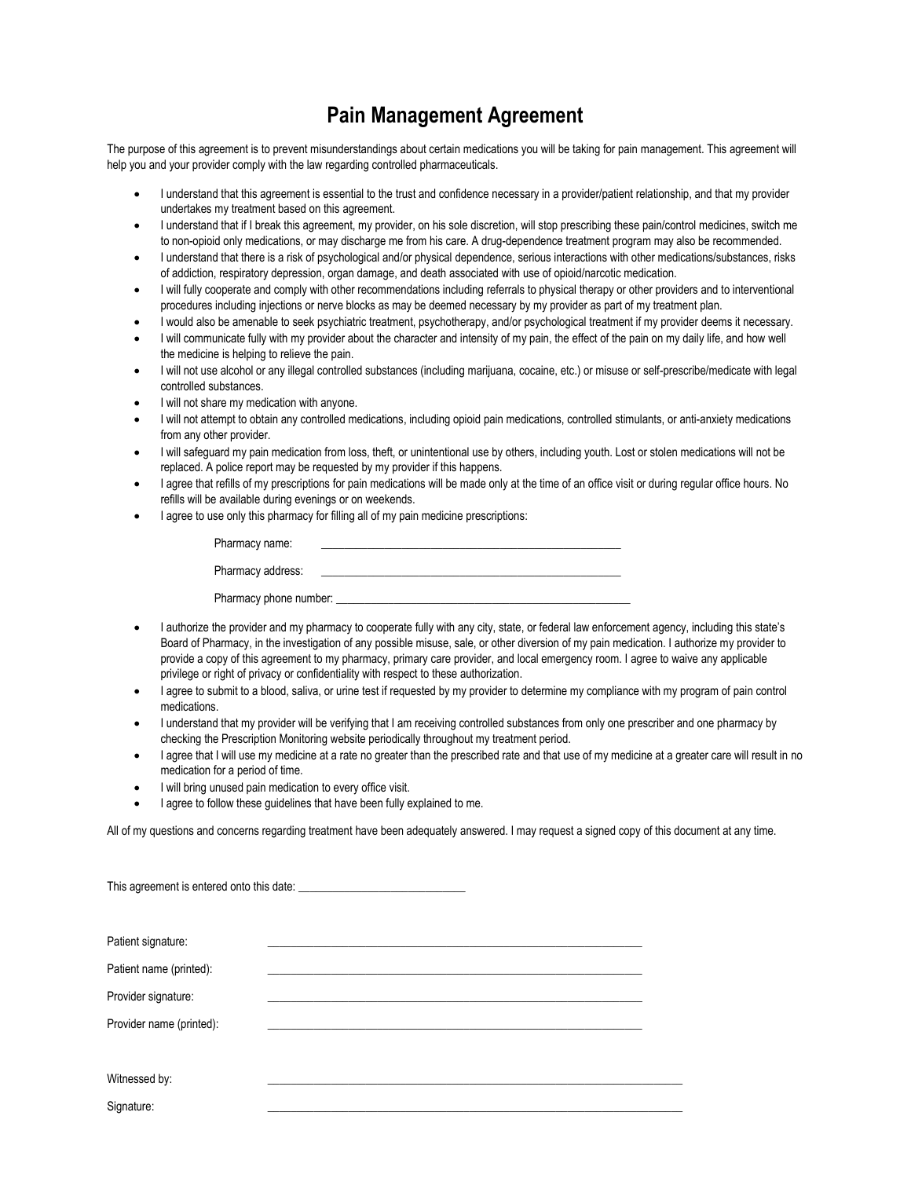# Pain Management Agreement

The purpose of this agreement is to prevent misunderstandings about certain medications you will be taking for pain management. This agreement will help you and your provider comply with the law regarding controlled pharmaceuticals.

- I understand that this agreement is essential to the trust and confidence necessary in a provider/patient relationship, and that my provider undertakes my treatment based on this agreement.
- I understand that if I break this agreement, my provider, on his sole discretion, will stop prescribing these pain/control medicines, switch me to non-opioid only medications, or may discharge me from his care. A drug-dependence treatment program may also be recommended.
- I understand that there is a risk of psychological and/or physical dependence, serious interactions with other medications/substances, risks of addiction, respiratory depression, organ damage, and death associated with use of opioid/narcotic medication.
- I will fully cooperate and comply with other recommendations including referrals to physical therapy or other providers and to interventional procedures including injections or nerve blocks as may be deemed necessary by my provider as part of my treatment plan.
- I would also be amenable to seek psychiatric treatment, psychotherapy, and/or psychological treatment if my provider deems it necessary.
- I will communicate fully with my provider about the character and intensity of my pain, the effect of the pain on my daily life, and how well the medicine is helping to relieve the pain.
- I will not use alcohol or any illegal controlled substances (including marijuana, cocaine, etc.) or misuse or self-prescribe/medicate with legal controlled substances.
- I will not share my medication with anyone.
- I will not attempt to obtain any controlled medications, including opioid pain medications, controlled stimulants, or anti-anxiety medications from any other provider.
- I will safeguard my pain medication from loss, theft, or unintentional use by others, including youth. Lost or stolen medications will not be replaced. A police report may be requested by my provider if this happens.
- I agree that refills of my prescriptions for pain medications will be made only at the time of an office visit or during regular office hours. No refills will be available during evenings or on weekends.
- I agree to use only this pharmacy for filling all of my pain medicine prescriptions:

  Pharmacy name: ______________________________

  Pharmacy address: ______________________________

  Pharmacy phone number: ______________________________

- I authorize the provider and my pharmacy to cooperate fully with any city, state, or federal law enforcement agency, including this state's Board of Pharmacy, in the investigation of any possible misuse, sale, or other diversion of my pain medication. I authorize my provider to provide a copy of this agreement to my pharmacy, primary care provider, and local emergency room. I agree to waive any applicable privilege or right of privacy or confidentiality with respect to these authorization.
- I agree to submit to a blood, saliva, or urine test if requested by my provider to determine my compliance with my program of pain control medications.
- I understand that my provider will be verifying that I am receiving controlled substances from only one prescriber and one pharmacy by checking the Prescription Monitoring website periodically throughout my treatment period.
- I agree that I will use my medicine at a rate no greater than the prescribed rate and that use of my medicine at a greater care will result in no medication for a period of time.
- I will bring unused pain medication to every office visit.
- I agree to follow these guidelines that have been fully explained to me.

All of my questions and concerns regarding treatment have been adequately answered. I may request a signed copy of this document at any time.

This agreement is entered onto this date: ______________________________

Patient signature: ______________________________

Patient name (printed): ______________________________

Provider signature: ______________________________

Provider name (printed): ______________________________

Witnessed by: ______________________________

Signature: ______________________________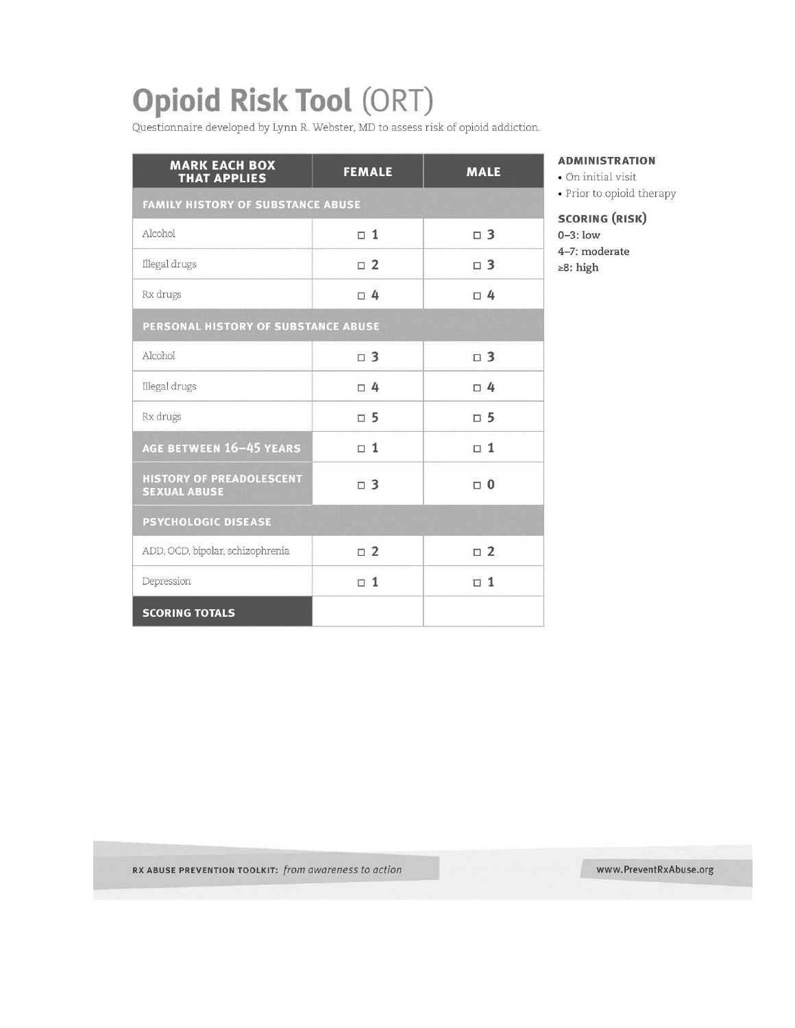# Opioid Risk Tool (ORT)

Questionnaire developed by Lynn R. Webster, MD to assess risk of opioid addiction.

| MARK EACH BOX THAT APPLIES | FEMALE | MALE |
|---|---|---|
| **FAMILY HISTORY OF SUBSTANCE ABUSE** | | |
| Alcohol | ☐ 1 | ☐ 3 |
| Illegal drugs | ☐ 2 | ☐ 3 |
| Rx drugs | ☐ 4 | ☐ 4 |
| **PERSONAL HISTORY OF SUBSTANCE ABUSE** | | |
| Alcohol | ☐ 3 | ☐ 3 |
| Illegal drugs | ☐ 4 | ☐ 4 |
| Rx drugs | ☐ 5 | ☐ 5 |
| **AGE BETWEEN 16–45 YEARS** | ☐ 1 | ☐ 1 |
| **HISTORY OF PREADOLESCENT SEXUAL ABUSE** | ☐ 3 | ☐ 0 |
| **PSYCHOLOGIC DISEASE** | | |
| ADD, OCD, bipolar, schizophrenia | ☐ 2 | ☐ 2 |
| Depression | ☐ 1 | ☐ 1 |
| **SCORING TOTALS** | | |

**ADMINISTRATION**

- On initial visit
- Prior to opioid therapy

**SCORING (RISK)**

0–3: low
4–7: moderate
≥8: high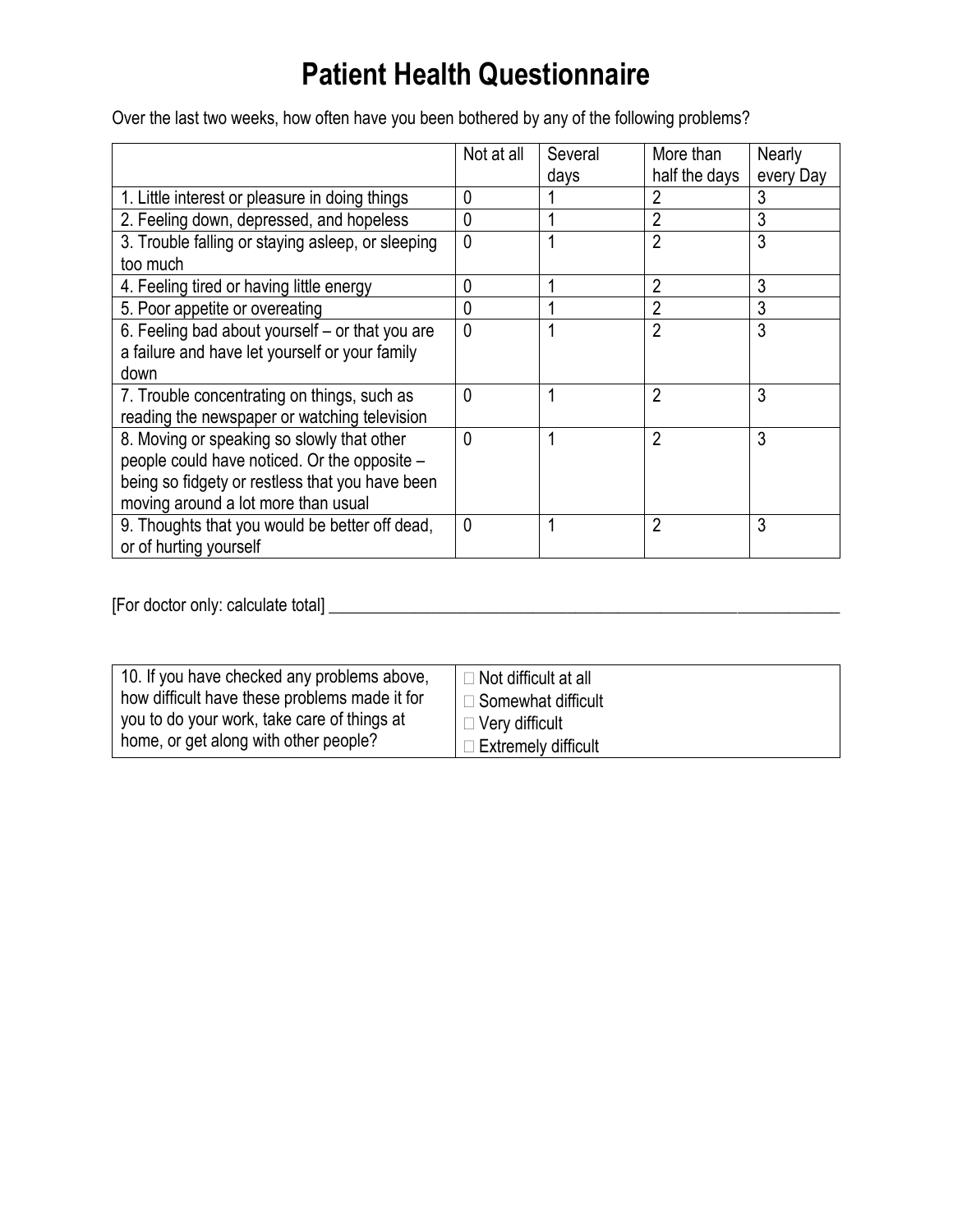# Patient Health Questionnaire

Over the last two weeks, how often have you been bothered by any of the following problems?

| | Not at all | Several days | More than half the days | Nearly every Day |
|---|---|---|---|---|
| 1. Little interest or pleasure in doing things | 0 | 1 | 2 | 3 |
| 2. Feeling down, depressed, and hopeless | 0 | 1 | 2 | 3 |
| 3. Trouble falling or staying asleep, or sleeping too much | 0 | 1 | 2 | 3 |
| 4. Feeling tired or having little energy | 0 | 1 | 2 | 3 |
| 5. Poor appetite or overeating | 0 | 1 | 2 | 3 |
| 6. Feeling bad about yourself – or that you are a failure and have let yourself or your family down | 0 | 1 | 2 | 3 |
| 7. Trouble concentrating on things, such as reading the newspaper or watching television | 0 | 1 | 2 | 3 |
| 8. Moving or speaking so slowly that other people could have noticed. Or the opposite – being so fidgety or restless that you have been moving around a lot more than usual | 0 | 1 | 2 | 3 |
| 9. Thoughts that you would be better off dead, or of hurting yourself | 0 | 1 | 2 | 3 |

[For doctor only: calculate total] ____________________________________________________________

| 10. If you have checked any problems above, how difficult have these problems made it for you to do your work, take care of things at home, or get along with other people? | ☐ Not difficult at all<br>☐ Somewhat difficult<br>☐ Very difficult<br>☐ Extremely difficult |
|---|---|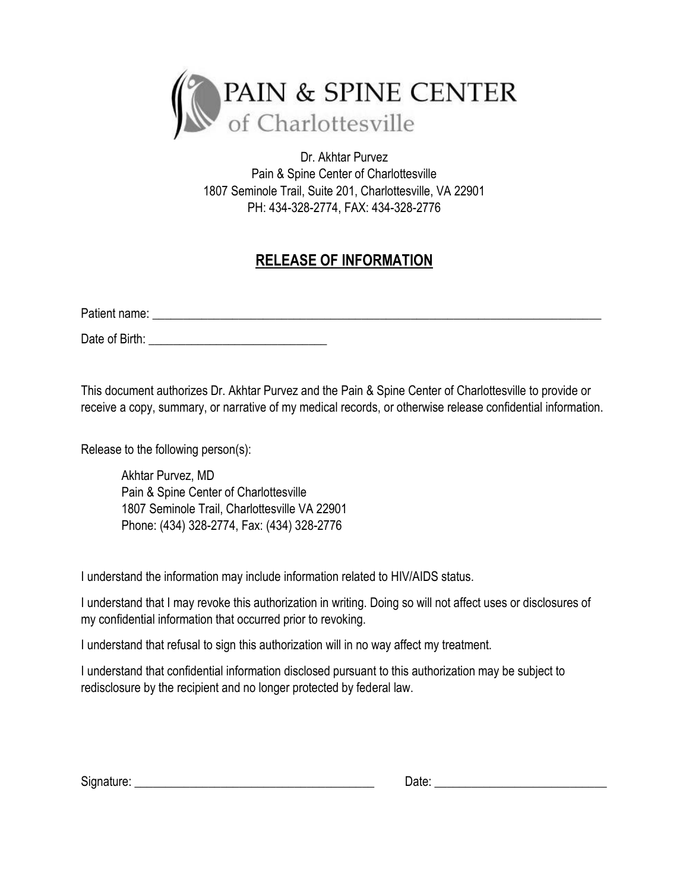PAIN & SPINE CENTER
of Charlottesville

Dr. Akhtar Purvez
Pain & Spine Center of Charlottesville
1807 Seminole Trail, Suite 201, Charlottesville, VA 22901
PH: 434-328-2774, FAX: 434-328-2776

# RELEASE OF INFORMATION

Patient name: ______________________________________________________________________________

Date of Birth: ______________________________

This document authorizes Dr. Akhtar Purvez and the Pain & Spine Center of Charlottesville to provide or receive a copy, summary, or narrative of my medical records, or otherwise release confidential information.

Release to the following person(s):

Akhtar Purvez, MD
Pain & Spine Center of Charlottesville
1807 Seminole Trail, Charlottesville VA 22901
Phone: (434) 328-2774, Fax: (434) 328-2776

I understand the information may include information related to HIV/AIDS status.

I understand that I may revoke this authorization in writing. Doing so will not affect uses or disclosures of my confidential information that occurred prior to revoking.

I understand that refusal to sign this authorization will in no way affect my treatment.

I understand that confidential information disclosed pursuant to this authorization may be subject to redisclosure by the recipient and no longer protected by federal law.

Signature: ________________________________________ Date: ____________________________